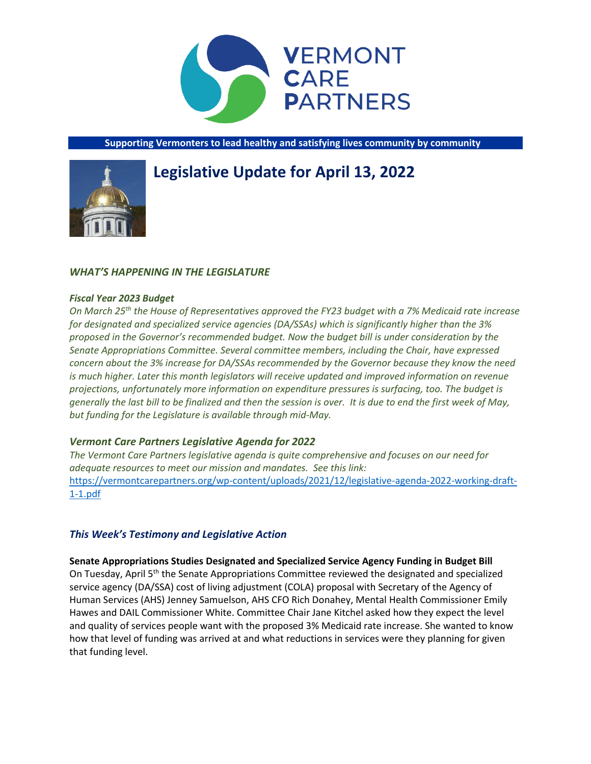# VERMONT CARE PARTNERS

**Supporting Vermonters to lead healthy and satisfying lives community by community**

# Legislative Update for April 13, 2022

## *WHAT'S HAPPENING IN THE LEGISLATURE*

### *Fiscal Year 2023 Budget*

*On March 25th the House of Representatives approved the FY23 budget with a 7% Medicaid rate increase for designated and specialized service agencies (DA/SSAs) which is significantly higher than the 3% proposed in the Governor's recommended budget. Now the budget bill is under consideration by the Senate Appropriations Committee. Several committee members, including the Chair, have expressed concern about the 3% increase for DA/SSAs recommended by the Governor because they know the need is much higher. Later this month legislators will receive updated and improved information on revenue projections, unfortunately more information on expenditure pressures is surfacing, too. The budget is generally the last bill to be finalized and then the session is over. It is due to end the first week of May, but funding for the Legislature is available through mid-May.*

### *Vermont Care Partners Legislative Agenda for 2022*

*The Vermont Care Partners legislative agenda is quite comprehensive and focuses on our need for adequate resources to meet our mission and mandates. See this link:* [https://vermontcarepartners.org/wp-content/uploads/2021/12/legislative-agenda-2022-working-draft-1-1.pdf](https://vermontcarepartners.org/wp-content/uploads/2021/12/legislative-agenda-2022-working-draft-1-1.pdf)

## *This Week's Testimony and Legislative Action*

**Senate Appropriations Studies Designated and Specialized Service Agency Funding in Budget Bill**

On Tuesday, April 5th the Senate Appropriations Committee reviewed the designated and specialized service agency (DA/SSA) cost of living adjustment (COLA) proposal with Secretary of the Agency of Human Services (AHS) Jenney Samuelson, AHS CFO Rich Donahey, Mental Health Commissioner Emily Hawes and DAIL Commissioner White. Committee Chair Jane Kitchel asked how they expect the level and quality of services people want with the proposed 3% Medicaid rate increase. She wanted to know how that level of funding was arrived at and what reductions in services were they planning for given that funding level.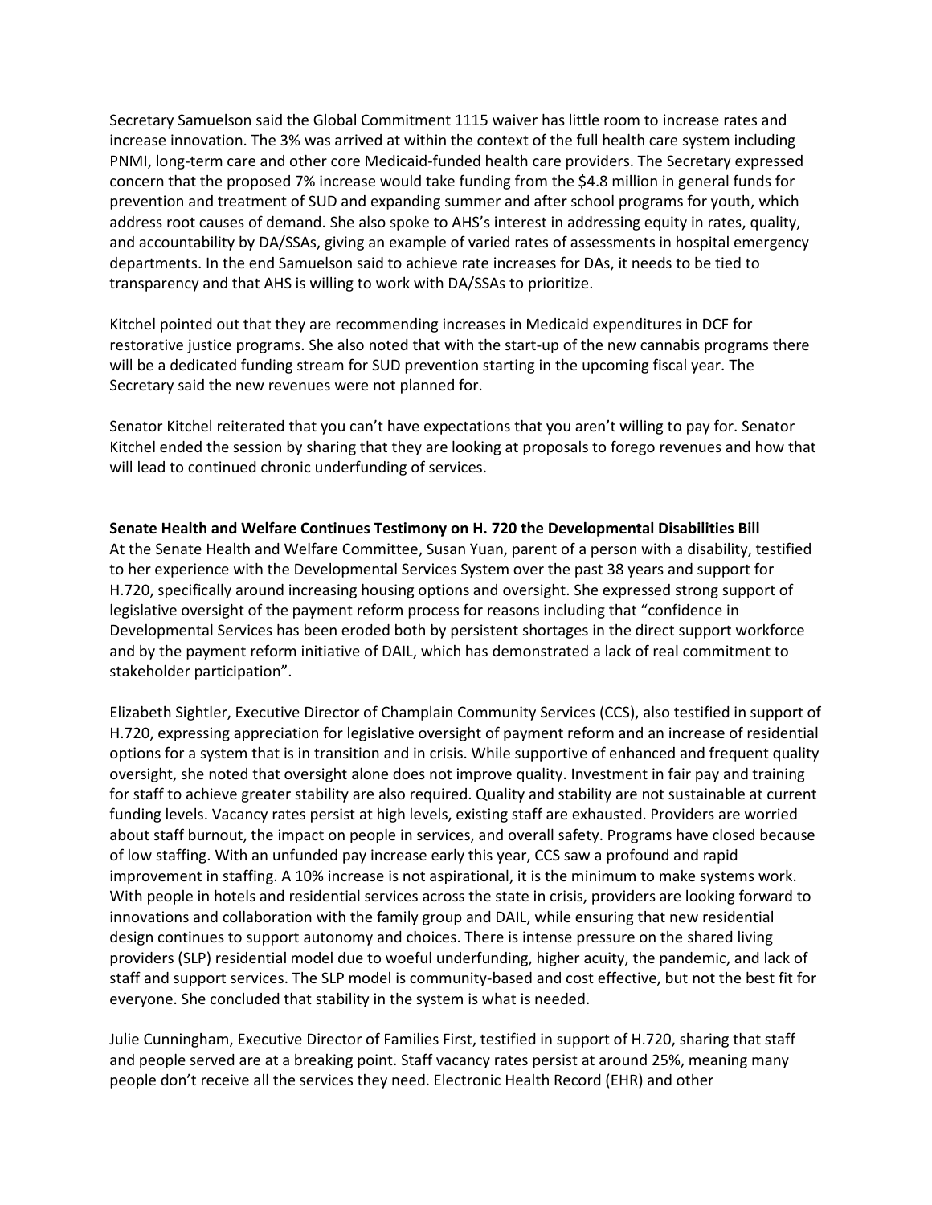Secretary Samuelson said the Global Commitment 1115 waiver has little room to increase rates and increase innovation. The 3% was arrived at within the context of the full health care system including PNMI, long-term care and other core Medicaid-funded health care providers. The Secretary expressed concern that the proposed 7% increase would take funding from the $4.8 million in general funds for prevention and treatment of SUD and expanding summer and after school programs for youth, which address root causes of demand. She also spoke to AHS's interest in addressing equity in rates, quality, and accountability by DA/SSAs, giving an example of varied rates of assessments in hospital emergency departments. In the end Samuelson said to achieve rate increases for DAs, it needs to be tied to transparency and that AHS is willing to work with DA/SSAs to prioritize.

Kitchel pointed out that they are recommending increases in Medicaid expenditures in DCF for restorative justice programs. She also noted that with the start-up of the new cannabis programs there will be a dedicated funding stream for SUD prevention starting in the upcoming fiscal year. The Secretary said the new revenues were not planned for.

Senator Kitchel reiterated that you can't have expectations that you aren't willing to pay for. Senator Kitchel ended the session by sharing that they are looking at proposals to forego revenues and how that will lead to continued chronic underfunding of services.

**Senate Health and Welfare Continues Testimony on H. 720 the Developmental Disabilities Bill**

At the Senate Health and Welfare Committee, Susan Yuan, parent of a person with a disability, testified to her experience with the Developmental Services System over the past 38 years and support for H.720, specifically around increasing housing options and oversight. She expressed strong support of legislative oversight of the payment reform process for reasons including that "confidence in Developmental Services has been eroded both by persistent shortages in the direct support workforce and by the payment reform initiative of DAIL, which has demonstrated a lack of real commitment to stakeholder participation".

Elizabeth Sightler, Executive Director of Champlain Community Services (CCS), also testified in support of H.720, expressing appreciation for legislative oversight of payment reform and an increase of residential options for a system that is in transition and in crisis. While supportive of enhanced and frequent quality oversight, she noted that oversight alone does not improve quality. Investment in fair pay and training for staff to achieve greater stability are also required. Quality and stability are not sustainable at current funding levels. Vacancy rates persist at high levels, existing staff are exhausted. Providers are worried about staff burnout, the impact on people in services, and overall safety. Programs have closed because of low staffing. With an unfunded pay increase early this year, CCS saw a profound and rapid improvement in staffing. A 10% increase is not aspirational, it is the minimum to make systems work. With people in hotels and residential services across the state in crisis, providers are looking forward to innovations and collaboration with the family group and DAIL, while ensuring that new residential design continues to support autonomy and choices. There is intense pressure on the shared living providers (SLP) residential model due to woeful underfunding, higher acuity, the pandemic, and lack of staff and support services. The SLP model is community-based and cost effective, but not the best fit for everyone. She concluded that stability in the system is what is needed.

Julie Cunningham, Executive Director of Families First, testified in support of H.720, sharing that staff and people served are at a breaking point. Staff vacancy rates persist at around 25%, meaning many people don't receive all the services they need. Electronic Health Record (EHR) and other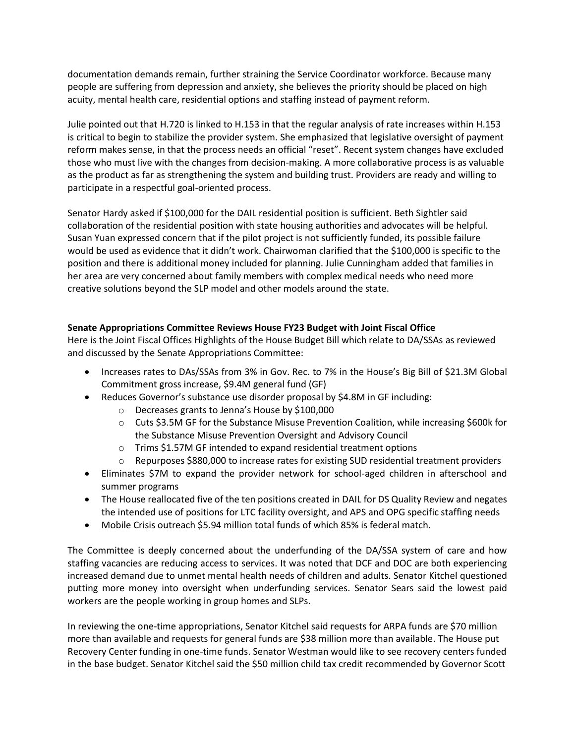documentation demands remain, further straining the Service Coordinator workforce. Because many people are suffering from depression and anxiety, she believes the priority should be placed on high acuity, mental health care, residential options and staffing instead of payment reform.

Julie pointed out that H.720 is linked to H.153 in that the regular analysis of rate increases within H.153 is critical to begin to stabilize the provider system. She emphasized that legislative oversight of payment reform makes sense, in that the process needs an official "reset". Recent system changes have excluded those who must live with the changes from decision-making. A more collaborative process is as valuable as the product as far as strengthening the system and building trust. Providers are ready and willing to participate in a respectful goal-oriented process.

Senator Hardy asked if $100,000 for the DAIL residential position is sufficient. Beth Sightler said collaboration of the residential position with state housing authorities and advocates will be helpful. Susan Yuan expressed concern that if the pilot project is not sufficiently funded, its possible failure would be used as evidence that it didn't work. Chairwoman clarified that the $100,000 is specific to the position and there is additional money included for planning. Julie Cunningham added that families in her area are very concerned about family members with complex medical needs who need more creative solutions beyond the SLP model and other models around the state.

**Senate Appropriations Committee Reviews House FY23 Budget with Joint Fiscal Office**

Here is the Joint Fiscal Offices Highlights of the House Budget Bill which relate to DA/SSAs as reviewed and discussed by the Senate Appropriations Committee:

- Increases rates to DAs/SSAs from 3% in Gov. Rec. to 7% in the House's Big Bill of $21.3M Global Commitment gross increase, $9.4M general fund (GF)
- Reduces Governor's substance use disorder proposal by $4.8M in GF including:
  - Decreases grants to Jenna's House by $100,000
  - Cuts $3.5M GF for the Substance Misuse Prevention Coalition, while increasing $600k for the Substance Misuse Prevention Oversight and Advisory Council
  - Trims $1.57M GF intended to expand residential treatment options
  - Repurposes $880,000 to increase rates for existing SUD residential treatment providers
- Eliminates $7M to expand the provider network for school-aged children in afterschool and summer programs
- The House reallocated five of the ten positions created in DAIL for DS Quality Review and negates the intended use of positions for LTC facility oversight, and APS and OPG specific staffing needs
- Mobile Crisis outreach $5.94 million total funds of which 85% is federal match.

The Committee is deeply concerned about the underfunding of the DA/SSA system of care and how staffing vacancies are reducing access to services. It was noted that DCF and DOC are both experiencing increased demand due to unmet mental health needs of children and adults. Senator Kitchel questioned putting more money into oversight when underfunding services. Senator Sears said the lowest paid workers are the people working in group homes and SLPs.

In reviewing the one-time appropriations, Senator Kitchel said requests for ARPA funds are $70 million more than available and requests for general funds are $38 million more than available. The House put Recovery Center funding in one-time funds. Senator Westman would like to see recovery centers funded in the base budget. Senator Kitchel said the $50 million child tax credit recommended by Governor Scott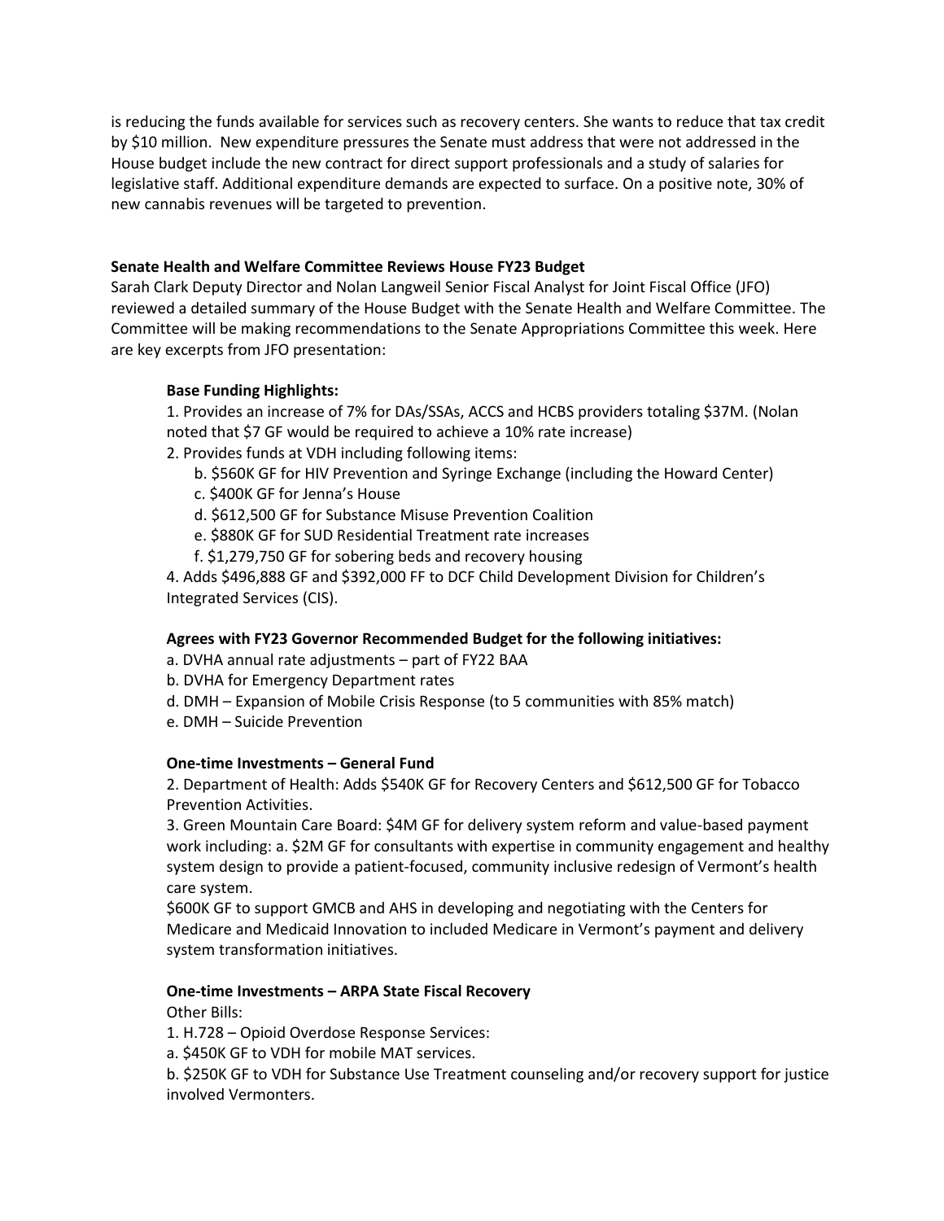is reducing the funds available for services such as recovery centers. She wants to reduce that tax credit by $10 million. New expenditure pressures the Senate must address that were not addressed in the House budget include the new contract for direct support professionals and a study of salaries for legislative staff. Additional expenditure demands are expected to surface. On a positive note, 30% of new cannabis revenues will be targeted to prevention.

**Senate Health and Welfare Committee Reviews House FY23 Budget**

Sarah Clark Deputy Director and Nolan Langweil Senior Fiscal Analyst for Joint Fiscal Office (JFO) reviewed a detailed summary of the House Budget with the Senate Health and Welfare Committee. The Committee will be making recommendations to the Senate Appropriations Committee this week. Here are key excerpts from JFO presentation:

**Base Funding Highlights:**

1. Provides an increase of 7% for DAs/SSAs, ACCS and HCBS providers totaling $37M. (Nolan noted that $7 GF would be required to achieve a 10% rate increase)
2. Provides funds at VDH including following items:
   - b. $560K GF for HIV Prevention and Syringe Exchange (including the Howard Center)
   - c. $400K GF for Jenna's House
   - d. $612,500 GF for Substance Misuse Prevention Coalition
   - e. $880K GF for SUD Residential Treatment rate increases
   - f. $1,279,750 GF for sobering beds and recovery housing

4. Adds $496,888 GF and $392,000 FF to DCF Child Development Division for Children's Integrated Services (CIS).

**Agrees with FY23 Governor Recommended Budget for the following initiatives:**

a. DVHA annual rate adjustments – part of FY22 BAA
b. DVHA for Emergency Department rates
d. DMH – Expansion of Mobile Crisis Response (to 5 communities with 85% match)
e. DMH – Suicide Prevention

**One-time Investments – General Fund**

2. Department of Health: Adds $540K GF for Recovery Centers and $612,500 GF for Tobacco Prevention Activities.
3. Green Mountain Care Board: $4M GF for delivery system reform and value-based payment work including: a. $2M GF for consultants with expertise in community engagement and healthy system design to provide a patient-focused, community inclusive redesign of Vermont's health care system.

$600K GF to support GMCB and AHS in developing and negotiating with the Centers for Medicare and Medicaid Innovation to included Medicare in Vermont's payment and delivery system transformation initiatives.

**One-time Investments – ARPA State Fiscal Recovery**

Other Bills:

1. H.728 – Opioid Overdose Response Services:

a. $450K GF to VDH for mobile MAT services.

b. $250K GF to VDH for Substance Use Treatment counseling and/or recovery support for justice involved Vermonters.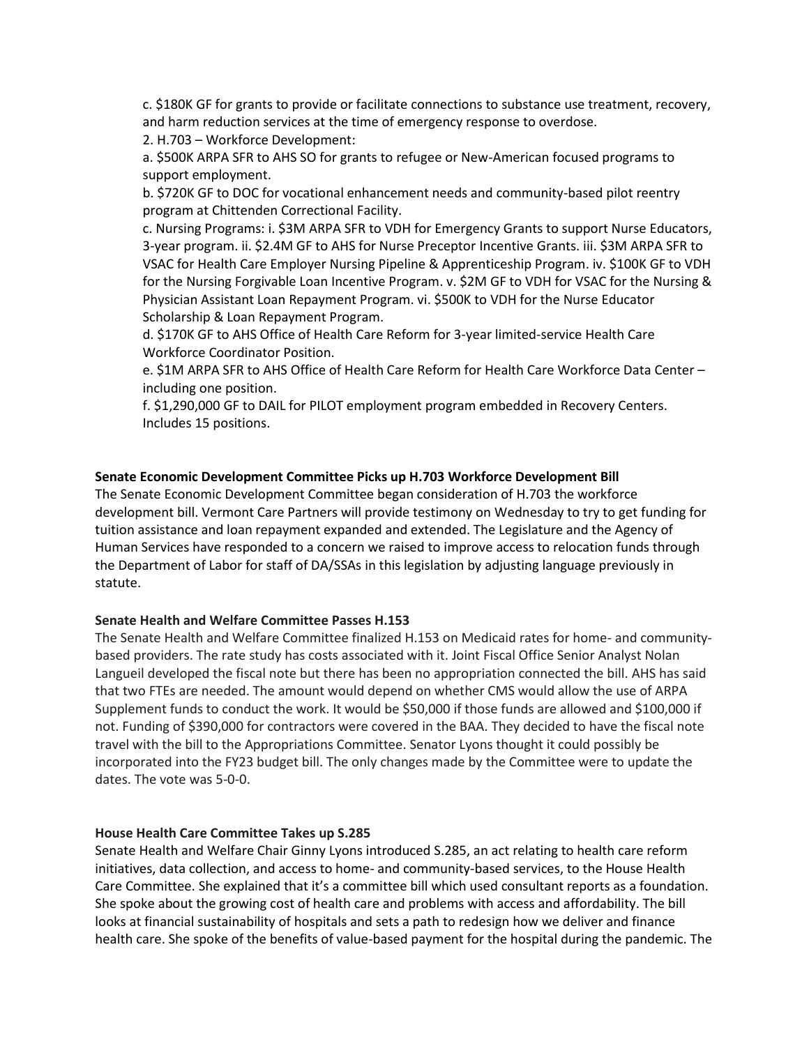c. $180K GF for grants to provide or facilitate connections to substance use treatment, recovery, and harm reduction services at the time of emergency response to overdose.

2. H.703 – Workforce Development:

a. $500K ARPA SFR to AHS SO for grants to refugee or New-American focused programs to support employment.

b. $720K GF to DOC for vocational enhancement needs and community-based pilot reentry program at Chittenden Correctional Facility.

c. Nursing Programs: i. $3M ARPA SFR to VDH for Emergency Grants to support Nurse Educators, 3-year program. ii. $2.4M GF to AHS for Nurse Preceptor Incentive Grants. iii. $3M ARPA SFR to VSAC for Health Care Employer Nursing Pipeline & Apprenticeship Program. iv. $100K GF to VDH for the Nursing Forgivable Loan Incentive Program. v. $2M GF to VDH for VSAC for the Nursing & Physician Assistant Loan Repayment Program. vi. $500K to VDH for the Nurse Educator Scholarship & Loan Repayment Program.

d. $170K GF to AHS Office of Health Care Reform for 3-year limited-service Health Care Workforce Coordinator Position.

e. $1M ARPA SFR to AHS Office of Health Care Reform for Health Care Workforce Data Center – including one position.

f. $1,290,000 GF to DAIL for PILOT employment program embedded in Recovery Centers. Includes 15 positions.

**Senate Economic Development Committee Picks up H.703 Workforce Development Bill**

The Senate Economic Development Committee began consideration of H.703 the workforce development bill. Vermont Care Partners will provide testimony on Wednesday to try to get funding for tuition assistance and loan repayment expanded and extended. The Legislature and the Agency of Human Services have responded to a concern we raised to improve access to relocation funds through the Department of Labor for staff of DA/SSAs in this legislation by adjusting language previously in statute.

**Senate Health and Welfare Committee Passes H.153**

The Senate Health and Welfare Committee finalized H.153 on Medicaid rates for home- and community-based providers. The rate study has costs associated with it. Joint Fiscal Office Senior Analyst Nolan Langueil developed the fiscal note but there has been no appropriation connected the bill. AHS has said that two FTEs are needed. The amount would depend on whether CMS would allow the use of ARPA Supplement funds to conduct the work. It would be $50,000 if those funds are allowed and $100,000 if not. Funding of $390,000 for contractors were covered in the BAA. They decided to have the fiscal note travel with the bill to the Appropriations Committee. Senator Lyons thought it could possibly be incorporated into the FY23 budget bill. The only changes made by the Committee were to update the dates. The vote was 5-0-0.

**House Health Care Committee Takes up S.285**

Senate Health and Welfare Chair Ginny Lyons introduced S.285, an act relating to health care reform initiatives, data collection, and access to home- and community-based services, to the House Health Care Committee. She explained that it's a committee bill which used consultant reports as a foundation. She spoke about the growing cost of health care and problems with access and affordability. The bill looks at financial sustainability of hospitals and sets a path to redesign how we deliver and finance health care. She spoke of the benefits of value-based payment for the hospital during the pandemic. The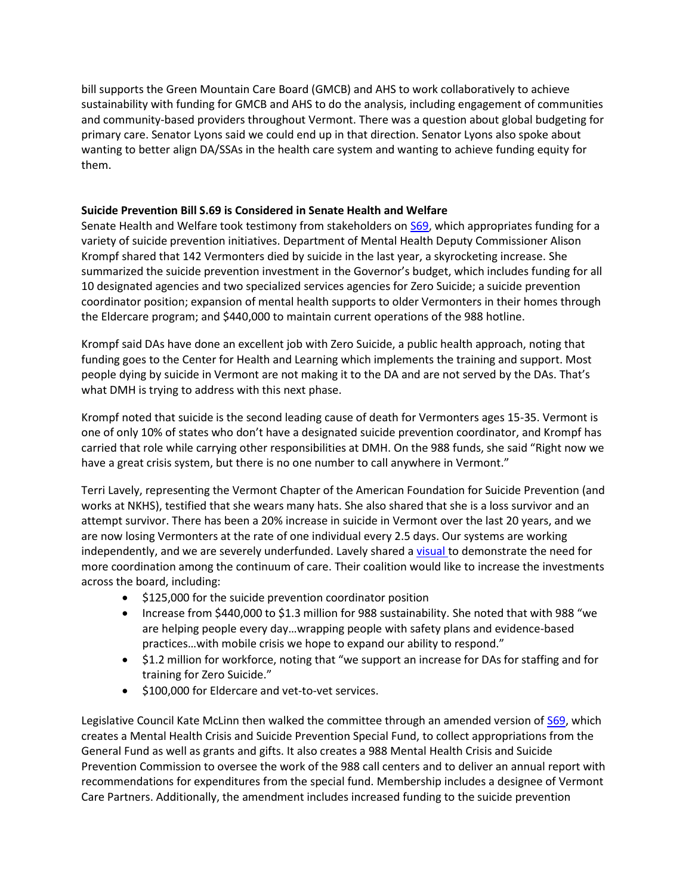bill supports the Green Mountain Care Board (GMCB) and AHS to work collaboratively to achieve sustainability with funding for GMCB and AHS to do the analysis, including engagement of communities and community-based providers throughout Vermont. There was a question about global budgeting for primary care. Senator Lyons said we could end up in that direction. Senator Lyons also spoke about wanting to better align DA/SSAs in the health care system and wanting to achieve funding equity for them.

**Suicide Prevention Bill S.69 is Considered in Senate Health and Welfare**

Senate Health and Welfare took testimony from stakeholders on S69, which appropriates funding for a variety of suicide prevention initiatives. Department of Mental Health Deputy Commissioner Alison Krompf shared that 142 Vermonters died by suicide in the last year, a skyrocketing increase. She summarized the suicide prevention investment in the Governor's budget, which includes funding for all 10 designated agencies and two specialized services agencies for Zero Suicide; a suicide prevention coordinator position; expansion of mental health supports to older Vermonters in their homes through the Eldercare program; and $440,000 to maintain current operations of the 988 hotline.

Krompf said DAs have done an excellent job with Zero Suicide, a public health approach, noting that funding goes to the Center for Health and Learning which implements the training and support. Most people dying by suicide in Vermont are not making it to the DA and are not served by the DAs. That's what DMH is trying to address with this next phase.

Krompf noted that suicide is the second leading cause of death for Vermonters ages 15-35. Vermont is one of only 10% of states who don't have a designated suicide prevention coordinator, and Krompf has carried that role while carrying other responsibilities at DMH. On the 988 funds, she said "Right now we have a great crisis system, but there is no one number to call anywhere in Vermont."

Terri Lavely, representing the Vermont Chapter of the American Foundation for Suicide Prevention (and works at NKHS), testified that she wears many hats. She also shared that she is a loss survivor and an attempt survivor. There has been a 20% increase in suicide in Vermont over the last 20 years, and we are now losing Vermonters at the rate of one individual every 2.5 days. Our systems are working independently, and we are severely underfunded. Lavely shared a visual to demonstrate the need for more coordination among the continuum of care. Their coalition would like to increase the investments across the board, including:

- $125,000 for the suicide prevention coordinator position
- Increase from $440,000 to $1.3 million for 988 sustainability. She noted that with 988 "we are helping people every day…wrapping people with safety plans and evidence-based practices…with mobile crisis we hope to expand our ability to respond."
- $1.2 million for workforce, noting that "we support an increase for DAs for staffing and for training for Zero Suicide."
- $100,000 for Eldercare and vet-to-vet services.

Legislative Council Kate McLinn then walked the committee through an amended version of S69, which creates a Mental Health Crisis and Suicide Prevention Special Fund, to collect appropriations from the General Fund as well as grants and gifts. It also creates a 988 Mental Health Crisis and Suicide Prevention Commission to oversee the work of the 988 call centers and to deliver an annual report with recommendations for expenditures from the special fund. Membership includes a designee of Vermont Care Partners. Additionally, the amendment includes increased funding to the suicide prevention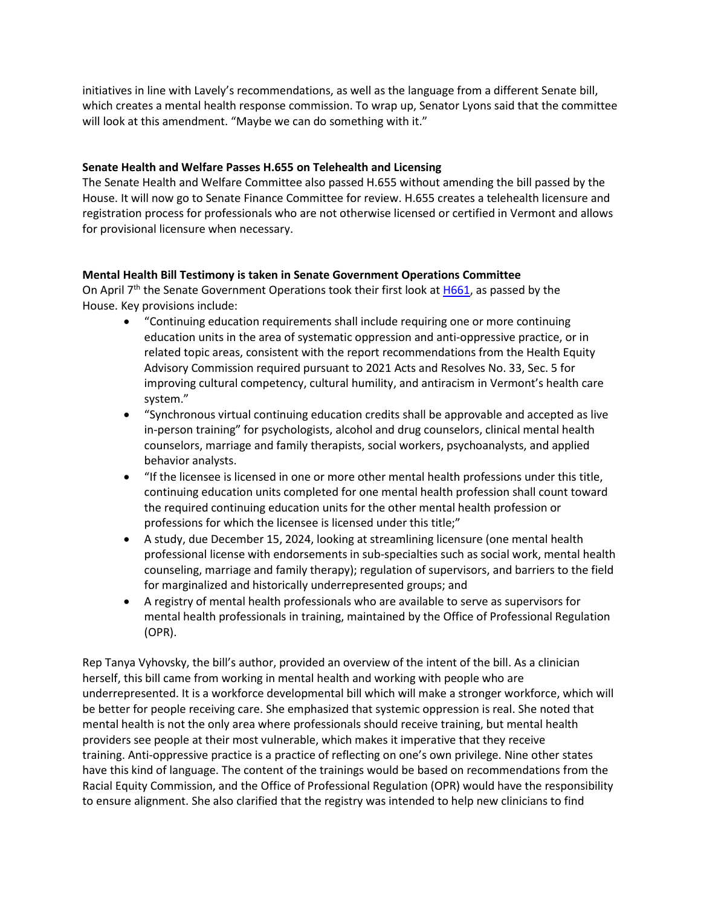initiatives in line with Lavely's recommendations, as well as the language from a different Senate bill, which creates a mental health response commission. To wrap up, Senator Lyons said that the committee will look at this amendment. "Maybe we can do something with it."

**Senate Health and Welfare Passes H.655 on Telehealth and Licensing**

The Senate Health and Welfare Committee also passed H.655 without amending the bill passed by the House. It will now go to Senate Finance Committee for review. H.655 creates a telehealth licensure and registration process for professionals who are not otherwise licensed or certified in Vermont and allows for provisional licensure when necessary.

**Mental Health Bill Testimony is taken in Senate Government Operations Committee**

On April 7th the Senate Government Operations took their first look at H661, as passed by the House. Key provisions include:

- "Continuing education requirements shall include requiring one or more continuing education units in the area of systematic oppression and anti-oppressive practice, or in related topic areas, consistent with the report recommendations from the Health Equity Advisory Commission required pursuant to 2021 Acts and Resolves No. 33, Sec. 5 for improving cultural competency, cultural humility, and antiracism in Vermont's health care system."
- "Synchronous virtual continuing education credits shall be approvable and accepted as live in-person training" for psychologists, alcohol and drug counselors, clinical mental health counselors, marriage and family therapists, social workers, psychoanalysts, and applied behavior analysts.
- "If the licensee is licensed in one or more other mental health professions under this title, continuing education units completed for one mental health profession shall count toward the required continuing education units for the other mental health profession or professions for which the licensee is licensed under this title;"
- A study, due December 15, 2024, looking at streamlining licensure (one mental health professional license with endorsements in sub-specialties such as social work, mental health counseling, marriage and family therapy); regulation of supervisors, and barriers to the field for marginalized and historically underrepresented groups; and
- A registry of mental health professionals who are available to serve as supervisors for mental health professionals in training, maintained by the Office of Professional Regulation (OPR).

Rep Tanya Vyhovsky, the bill's author, provided an overview of the intent of the bill. As a clinician herself, this bill came from working in mental health and working with people who are underrepresented. It is a workforce developmental bill which will make a stronger workforce, which will be better for people receiving care. She emphasized that systemic oppression is real. She noted that mental health is not the only area where professionals should receive training, but mental health providers see people at their most vulnerable, which makes it imperative that they receive training. Anti-oppressive practice is a practice of reflecting on one's own privilege. Nine other states have this kind of language. The content of the trainings would be based on recommendations from the Racial Equity Commission, and the Office of Professional Regulation (OPR) would have the responsibility to ensure alignment. She also clarified that the registry was intended to help new clinicians to find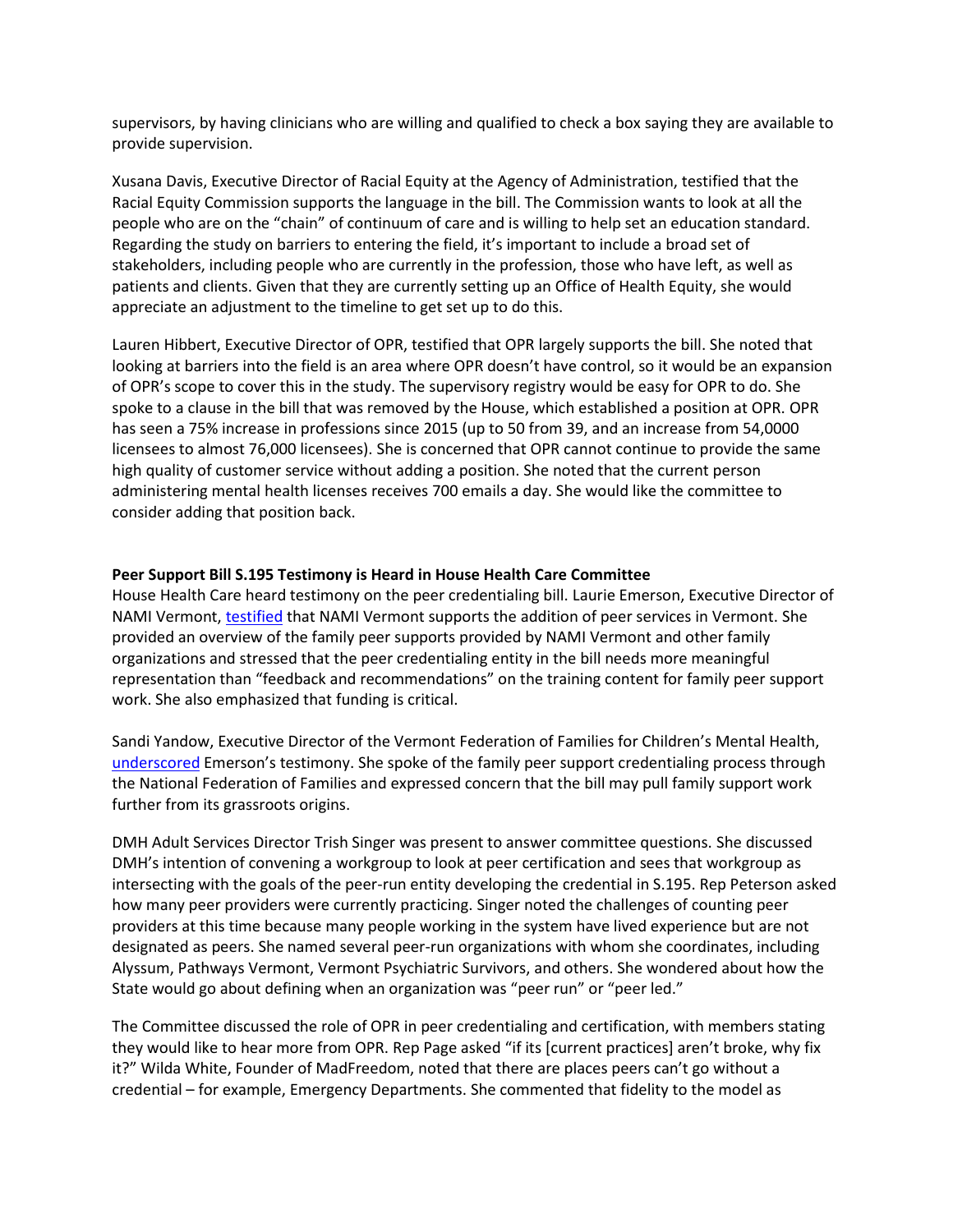supervisors, by having clinicians who are willing and qualified to check a box saying they are available to provide supervision.

Xusana Davis, Executive Director of Racial Equity at the Agency of Administration, testified that the Racial Equity Commission supports the language in the bill. The Commission wants to look at all the people who are on the "chain" of continuum of care and is willing to help set an education standard. Regarding the study on barriers to entering the field, it's important to include a broad set of stakeholders, including people who are currently in the profession, those who have left, as well as patients and clients. Given that they are currently setting up an Office of Health Equity, she would appreciate an adjustment to the timeline to get set up to do this.

Lauren Hibbert, Executive Director of OPR, testified that OPR largely supports the bill. She noted that looking at barriers into the field is an area where OPR doesn't have control, so it would be an expansion of OPR's scope to cover this in the study. The supervisory registry would be easy for OPR to do. She spoke to a clause in the bill that was removed by the House, which established a position at OPR. OPR has seen a 75% increase in professions since 2015 (up to 50 from 39, and an increase from 54,0000 licensees to almost 76,000 licensees). She is concerned that OPR cannot continue to provide the same high quality of customer service without adding a position. She noted that the current person administering mental health licenses receives 700 emails a day. She would like the committee to consider adding that position back.

**Peer Support Bill S.195 Testimony is Heard in House Health Care Committee**

House Health Care heard testimony on the peer credentialing bill. Laurie Emerson, Executive Director of NAMI Vermont, testified that NAMI Vermont supports the addition of peer services in Vermont. She provided an overview of the family peer supports provided by NAMI Vermont and other family organizations and stressed that the peer credentialing entity in the bill needs more meaningful representation than "feedback and recommendations" on the training content for family peer support work. She also emphasized that funding is critical.

Sandi Yandow, Executive Director of the Vermont Federation of Families for Children's Mental Health, underscored Emerson's testimony. She spoke of the family peer support credentialing process through the National Federation of Families and expressed concern that the bill may pull family support work further from its grassroots origins.

DMH Adult Services Director Trish Singer was present to answer committee questions. She discussed DMH's intention of convening a workgroup to look at peer certification and sees that workgroup as intersecting with the goals of the peer-run entity developing the credential in S.195. Rep Peterson asked how many peer providers were currently practicing. Singer noted the challenges of counting peer providers at this time because many people working in the system have lived experience but are not designated as peers. She named several peer-run organizations with whom she coordinates, including Alyssum, Pathways Vermont, Vermont Psychiatric Survivors, and others. She wondered about how the State would go about defining when an organization was "peer run" or "peer led."

The Committee discussed the role of OPR in peer credentialing and certification, with members stating they would like to hear more from OPR. Rep Page asked "if its [current practices] aren't broke, why fix it?" Wilda White, Founder of MadFreedom, noted that there are places peers can't go without a credential – for example, Emergency Departments. She commented that fidelity to the model as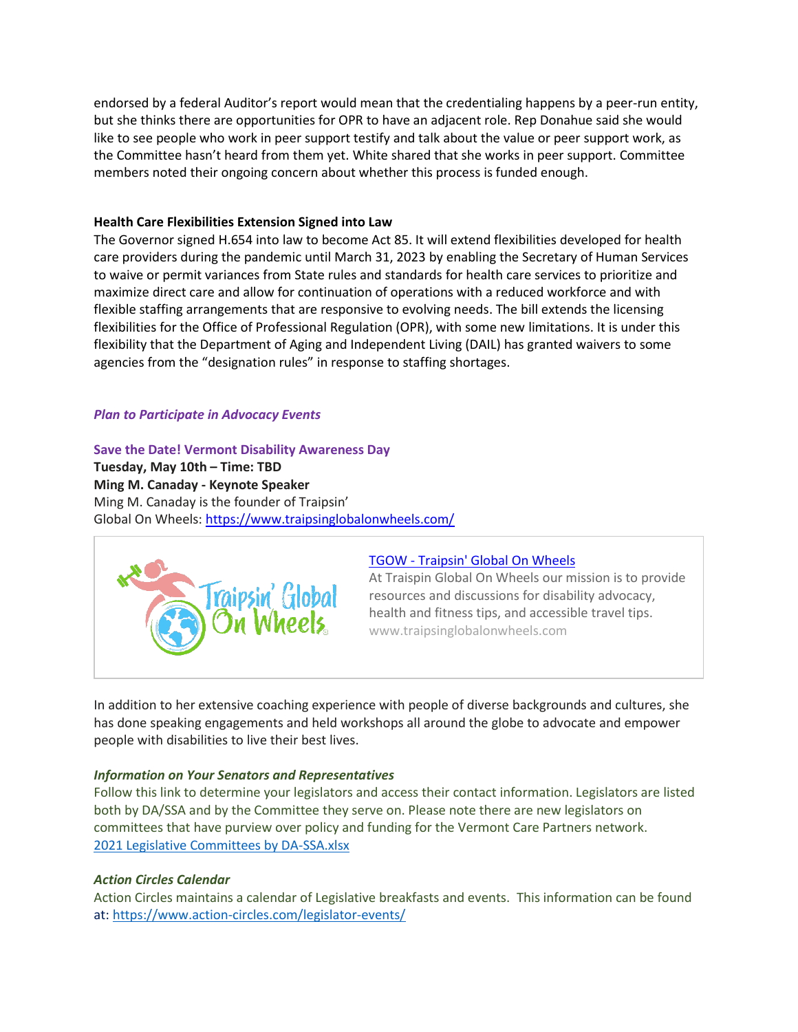endorsed by a federal Auditor's report would mean that the credentialing happens by a peer-run entity, but she thinks there are opportunities for OPR to have an adjacent role. Rep Donahue said she would like to see people who work in peer support testify and talk about the value or peer support work, as the Committee hasn't heard from them yet. White shared that she works in peer support. Committee members noted their ongoing concern about whether this process is funded enough.

**Health Care Flexibilities Extension Signed into Law**

The Governor signed H.654 into law to become Act 85. It will extend flexibilities developed for health care providers during the pandemic until March 31, 2023 by enabling the Secretary of Human Services to waive or permit variances from State rules and standards for health care services to prioritize and maximize direct care and allow for continuation of operations with a reduced workforce and with flexible staffing arrangements that are responsive to evolving needs. The bill extends the licensing flexibilities for the Office of Professional Regulation (OPR), with some new limitations. It is under this flexibility that the Department of Aging and Independent Living (DAIL) has granted waivers to some agencies from the "designation rules" in response to staffing shortages.

***Plan to Participate in Advocacy Events***

**Save the Date! Vermont Disability Awareness Day**
**Tuesday, May 10th – Time: TBD**
**Ming M. Canaday - Keynote Speaker**
Ming M. Canaday is the founder of Traipsin' Global On Wheels: https://www.traipsinglobalonwheels.com/

[TGOW - Traipsin' Global On Wheels](https://www.traipsinglobalonwheels.com)
At Traispin Global On Wheels our mission is to provide resources and discussions for disability advocacy, health and fitness tips, and accessible travel tips.
www.traipsinglobalonwheels.com

In addition to her extensive coaching experience with people of diverse backgrounds and cultures, she has done speaking engagements and held workshops all around the globe to advocate and empower people with disabilities to live their best lives.

***Information on Your Senators and Representatives***

Follow this link to determine your legislators and access their contact information. Legislators are listed both by DA/SSA and by the Committee they serve on. Please note there are new legislators on committees that have purview over policy and funding for the Vermont Care Partners network.
2021 Legislative Committees by DA-SSA.xlsx

***Action Circles Calendar***

Action Circles maintains a calendar of Legislative breakfasts and events. This information can be found at: https://www.action-circles.com/legislator-events/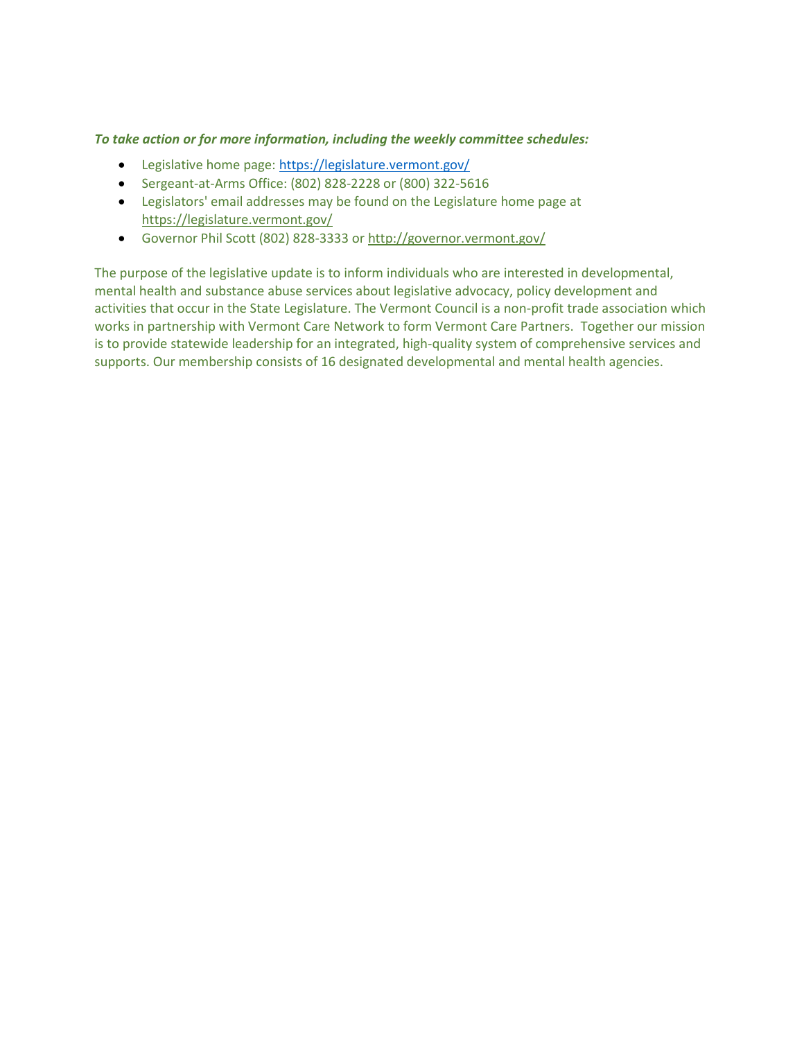***To take action or for more information, including the weekly committee schedules:***

- Legislative home page: https://legislature.vermont.gov/
- Sergeant-at-Arms Office: (802) 828-2228 or (800) 322-5616
- Legislators' email addresses may be found on the Legislature home page at https://legislature.vermont.gov/
- Governor Phil Scott (802) 828-3333 or http://governor.vermont.gov/

The purpose of the legislative update is to inform individuals who are interested in developmental, mental health and substance abuse services about legislative advocacy, policy development and activities that occur in the State Legislature. The Vermont Council is a non-profit trade association which works in partnership with Vermont Care Network to form Vermont Care Partners. Together our mission is to provide statewide leadership for an integrated, high-quality system of comprehensive services and supports. Our membership consists of 16 designated developmental and mental health agencies.